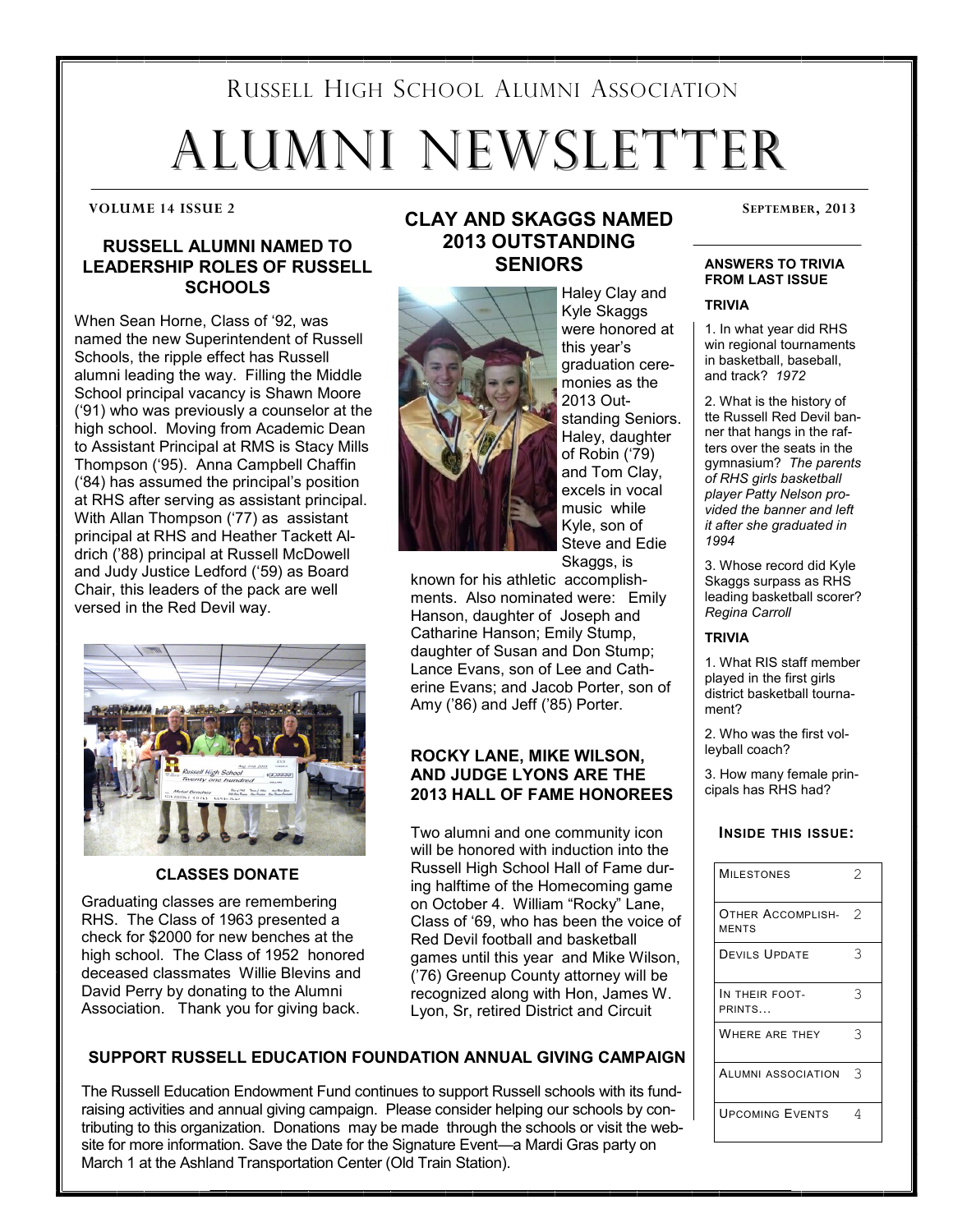# Russell High School Alumni Association

# ALUMNI NEWSLETTER

**VOLUME 14 ISSUE 2** — **SEPTEMBER, 2013**

## RUSSELL ALUMNI NAMED TO LEADERSHIP ROLES OF RUSSELL SCHOOLS

When Sean Horne, Class of '92, was named the new Superintendent of Russell Schools, the ripple effect has Russell alumni leading the way. Filling the Middle School principal vacancy is Shawn Moore ('91) who was previously a counselor at the high school. Moving from Academic Dean to Assistant Principal at RMS is Stacy Mills Thompson ('95). Anna Campbell Chaffin ('84) has assumed the principal's position at RHS after serving as assistant principal. With Allan Thompson ('77) as assistant principal at RHS and Heather Tackett Aldrich ('88) principal at Russell McDowell and Judy Justice Ledford ('59) as Board Chair, this leaders of the pack are well versed in the Red Devil way.

### CLASSES DONATE

Graduating classes are remembering RHS. The Class of 1963 presented a check for $2000 for new benches at the high school. The Class of 1952 honored deceased classmates Willie Blevins and David Perry by donating to the Alumni Association. Thank you for giving back.

## CLAY AND SKAGGS NAMED 2013 OUTSTANDING SENIORS

Haley Clay and Kyle Skaggs were honored at this year's graduation ceremonies as the 2013 Outstanding Seniors. Haley, daughter of Robin ('79) and Tom Clay, excels in vocal music while Kyle, son of Steve and Edie Skaggs, is known for his athletic accomplishments. Also nominated were: Emily Hanson, daughter of Joseph and Catharine Hanson; Emily Stump, daughter of Susan and Don Stump; Lance Evans, son of Lee and Catherine Evans; and Jacob Porter, son of Amy ('86) and Jeff ('85) Porter.

## ROCKY LANE, MIKE WILSON, AND JUDGE LYONS ARE THE 2013 HALL OF FAME HONOREES

Two alumni and one community icon will be honored with induction into the Russell High School Hall of Fame during halftime of the Homecoming game on October 4. William "Rocky" Lane, Class of '69, who has been the voice of Red Devil football and basketball games until this year and Mike Wilson, ('76) Greenup County attorney will be recognized along with Hon, James W. Lyon, Sr, retired District and Circuit

## SUPPORT RUSSELL EDUCATION FOUNDATION ANNUAL GIVING CAMPAIGN

The Russell Education Endowment Fund continues to support Russell schools with its fundraising activities and annual giving campaign. Please consider helping our schools by contributing to this organization. Donations may be made through the schools or visit the website for more information. Save the Date for the Signature Event—a Mardi Gras party on March 1 at the Ashland Transportation Center (Old Train Station).

---

### ANSWERS TO TRIVIA FROM LAST ISSUE

**TRIVIA**

1. In what year did RHS win regional tournaments in basketball, baseball, and track? *1972*
2. What is the history of tte Russell Red Devil banner that hangs in the rafters over the seats in the gymnasium? *The parents of RHS girls basketball player Patty Nelson provided the banner and left it after she graduated in 1994*
3. Whose record did Kyle Skaggs surpass as RHS leading basketball scorer? *Regina Carroll*

**TRIVIA**

1. What RIS staff member played in the first girls district basketball tournament?
2. Who was the first volleyball coach?
3. How many female principals has RHS had?

### INSIDE THIS ISSUE:

| | |
|---|---|
| Milestones | 2 |
| Other Accomplishments | 2 |
| Devils Update | 3 |
| In Their Footprints… | 3 |
| Where Are They | 3 |
| Alumni Association | 3 |
| Upcoming Events | 4 |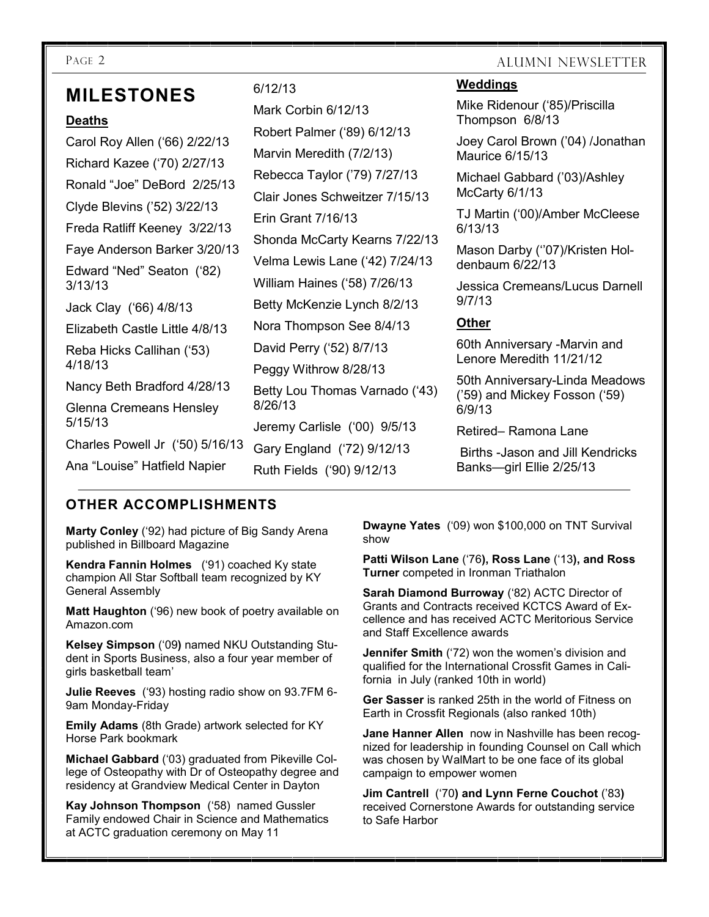# MILESTONES

## Deaths

Carol Roy Allen ('66) 2/22/13

Richard Kazee ('70) 2/27/13

Ronald "Joe" DeBord 2/25/13

Clyde Blevins ('52) 3/22/13

Freda Ratliff Keeney 3/22/13

Faye Anderson Barker 3/20/13

Edward "Ned" Seaton ('82) 3/13/13

Jack Clay ('66) 4/8/13

Elizabeth Castle Little 4/8/13

Reba Hicks Callihan ('53) 4/18/13

Nancy Beth Bradford 4/28/13

Glenna Cremeans Hensley 5/15/13

Charles Powell Jr ('50) 5/16/13

Ana "Louise" Hatfield Napier 6/12/13

Mark Corbin 6/12/13

Robert Palmer ('89) 6/12/13

Marvin Meredith (7/2/13)

Rebecca Taylor ('79) 7/27/13

Clair Jones Schweitzer 7/15/13

Erin Grant 7/16/13

Shonda McCarty Kearns 7/22/13

Velma Lewis Lane ('42) 7/24/13

William Haines ('58) 7/26/13

Betty McKenzie Lynch 8/2/13

Nora Thompson See 8/4/13

David Perry ('52) 8/7/13

Peggy Withrow 8/28/13

Betty Lou Thomas Varnado ('43) 8/26/13

Jeremy Carlisle ('00) 9/5/13

Gary England ('72) 9/12/13

Ruth Fields ('90) 9/12/13

## Weddings

Mike Ridenour ('85)/Priscilla Thompson 6/8/13

Joey Carol Brown ('04) /Jonathan Maurice 6/15/13

Michael Gabbard ('03)/Ashley McCarty 6/1/13

TJ Martin ('00)/Amber McCleese 6/13/13

Mason Darby (''07)/Kristen Holdenbaum 6/22/13

Jessica Cremeans/Lucus Darnell 9/7/13

## Other

60th Anniversary -Marvin and Lenore Meredith 11/21/12

50th Anniversary-Linda Meadows ('59) and Mickey Fosson ('59) 6/9/13

Retired– Ramona Lane

Births -Jason and Jill Kendricks Banks—girl Ellie 2/25/13

## OTHER ACCOMPLISHMENTS

**Marty Conley** ('92) had picture of Big Sandy Arena published in Billboard Magazine

**Kendra Fannin Holmes** ('91) coached Ky state champion All Star Softball team recognized by KY General Assembly

**Matt Haughton** ('96) new book of poetry available on Amazon.com

**Kelsey Simpson** ('09) named NKU Outstanding Student in Sports Business, also a four year member of girls basketball team'

**Julie Reeves** ('93) hosting radio show on 93.7FM 6-9am Monday-Friday

**Emily Adams** (8th Grade) artwork selected for KY Horse Park bookmark

**Michael Gabbard** ('03) graduated from Pikeville College of Osteopathy with Dr of Osteopathy degree and residency at Grandview Medical Center in Dayton

**Kay Johnson Thompson** ('58) named Gussler Family endowed Chair in Science and Mathematics at ACTC graduation ceremony on May 11

**Dwayne Yates** ('09) won $100,000 on TNT Survival show

**Patti Wilson Lane** ('76), **Ross Lane** ('13), **and Ross Turner** competed in Ironman Triathalon

**Sarah Diamond Burroway** ('82) ACTC Director of Grants and Contracts received KCTCS Award of Excellence and has received ACTC Meritorious Service and Staff Excellence awards

**Jennifer Smith** ('72) won the women's division and qualified for the International Crossfit Games in California in July (ranked 10th in world)

**Ger Sasser** is ranked 25th in the world of Fitness on Earth in Crossfit Regionals (also ranked 10th)

**Jane Hanner Allen** now in Nashville has been recognized for leadership in founding Counsel on Call which was chosen by WalMart to be one face of its global campaign to empower women

**Jim Cantrell** ('70) **and Lynn Ferne Couchot** ('83) received Cornerstone Awards for outstanding service to Safe Harbor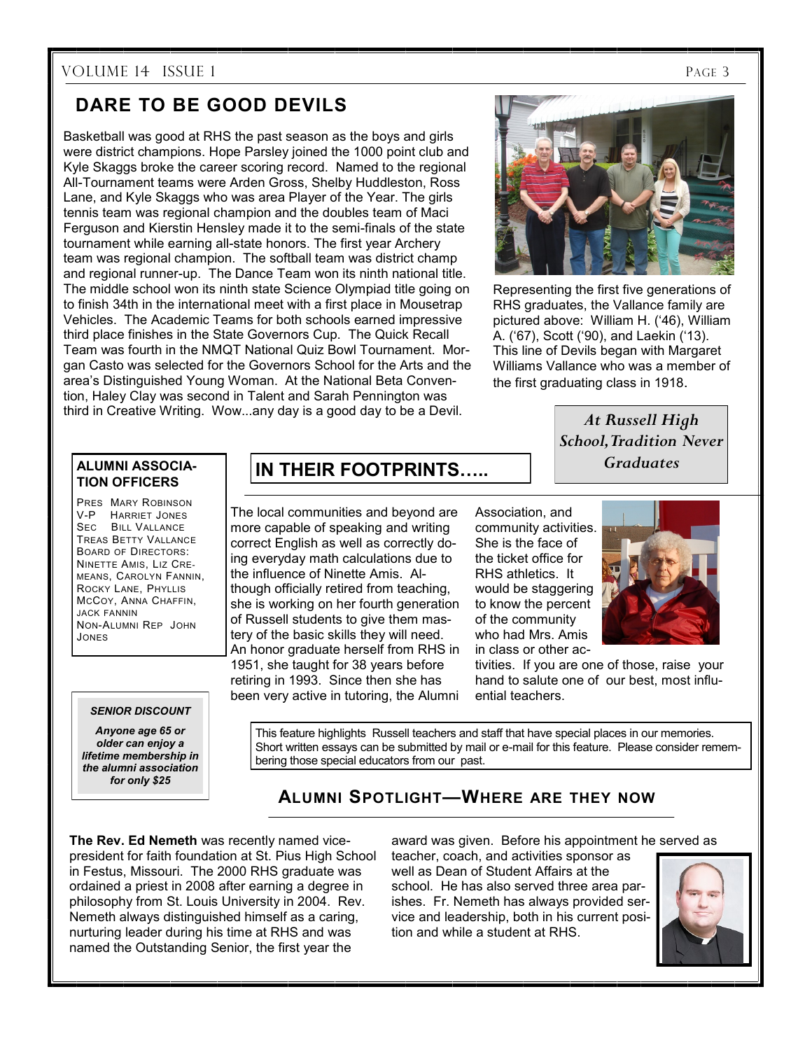## DARE TO BE GOOD DEVILS

Basketball was good at RHS the past season as the boys and girls were district champions. Hope Parsley joined the 1000 point club and Kyle Skaggs broke the career scoring record. Named to the regional All-Tournament teams were Arden Gross, Shelby Huddleston, Ross Lane, and Kyle Skaggs who was area Player of the Year. The girls tennis team was regional champion and the doubles team of Maci Ferguson and Kierstin Hensley made it to the semi-finals of the state tournament while earning all-state honors. The first year Archery team was regional champion. The softball team was district champ and regional runner-up. The Dance Team won its ninth national title. The middle school won its ninth state Science Olympiad title going on to finish 34th in the international meet with a first place in Mousetrap Vehicles. The Academic Teams for both schools earned impressive third place finishes in the State Governors Cup. The Quick Recall Team was fourth in the NMQT National Quiz Bowl Tournament. Morgan Casto was selected for the Governors School for the Arts and the area's Distinguished Young Woman. At the National Beta Convention, Haley Clay was second in Talent and Sarah Pennington was third in Creative Writing. Wow...any day is a good day to be a Devil.

Representing the first five generations of RHS graduates, the Vallance family are pictured above: William H. ('46), William A. ('67), Scott ('90), and Laekin ('13). This line of Devils began with Margaret Williams Vallance who was a member of the first graduating class in 1918.

*At Russell High School, Tradition Never Graduates*

**ALUMNI ASSOCIATION OFFICERS**

PRES MARY ROBINSON
V-P HARRIET JONES
SEC BILL VALLANCE
TREAS BETTY VALLANCE
BOARD OF DIRECTORS: NINETTE AMIS, LIZ CREMEANS, CAROLYN FANNIN, ROCKY LANE, PHYLLIS MCCOY, ANNA CHAFFIN, JACK FANNIN
NON-ALUMNI REP JOHN JONES

***SENIOR DISCOUNT***

***Anyone age 65 or older can enjoy a lifetime membership in the alumni association for only $25***

## IN THEIR FOOTPRINTS…..

The local communities and beyond are more capable of speaking and writing correct English as well as correctly doing everyday math calculations due to the influence of Ninette Amis. Although officially retired from teaching, she is working on her fourth generation of Russell students to give them mastery of the basic skills they will need. An honor graduate herself from RHS in 1951, she taught for 38 years before retiring in 1993. Since then she has been very active in tutoring, the Alumni Association, and community activities. She is the face of the ticket office for RHS athletics. It would be staggering to know the percent of the community who had Mrs. Amis in class or other activities. If you are one of those, raise your hand to salute one of our best, most influential teachers.

This feature highlights Russell teachers and staff that have special places in our memories. Short written essays can be submitted by mail or e-mail for this feature. Please consider remembering those special educators from our past.

## ALUMNI SPOTLIGHT—WHERE ARE THEY NOW

**The Rev. Ed Nemeth** was recently named vice-president for faith foundation at St. Pius High School in Festus, Missouri. The 2000 RHS graduate was ordained a priest in 2008 after earning a degree in philosophy from St. Louis University in 2004. Rev. Nemeth always distinguished himself as a caring, nurturing leader during his time at RHS and was named the Outstanding Senior, the first year the award was given. Before his appointment he served as teacher, coach, and activities sponsor as well as Dean of Student Affairs at the school. He has also served three area parishes. Fr. Nemeth has always provided service and leadership, both in his current position and while a student at RHS.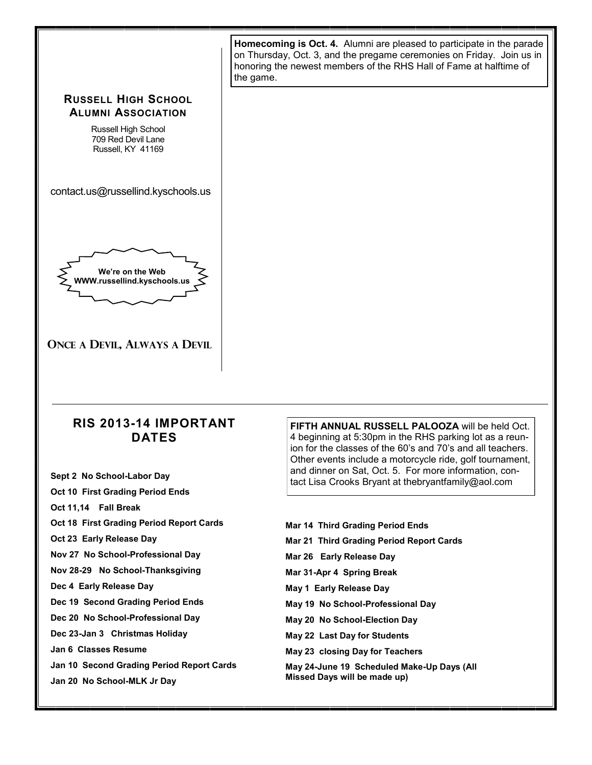**Homecoming is Oct. 4.** Alumni are pleased to participate in the parade on Thursday, Oct. 3, and the pregame ceremonies on Friday. Join us in honoring the newest members of the RHS Hall of Fame at halftime of the game.

## Russell High School Alumni Association

Russell High School
709 Red Devil Lane
Russell, KY 41169

contact.us@russellind.kyschools.us

**We're on the Web**
**WWW.russellind.kyschools.us**

**Once a Devil, Always a Devil**

## RIS 2013-14 IMPORTANT DATES

**FIFTH ANNUAL RUSSELL PALOOZA** will be held Oct. 4 beginning at 5:30pm in the RHS parking lot as a reunion for the classes of the 60's and 70's and all teachers. Other events include a motorcycle ride, golf tournament, and dinner on Sat, Oct. 5. For more information, contact Lisa Crooks Bryant at thebryantfamily@aol.com

**Sept 2 No School-Labor Day**

**Oct 10 First Grading Period Ends**

**Oct 11,14 Fall Break**

**Oct 18 First Grading Period Report Cards**

**Oct 23 Early Release Day**

**Nov 27 No School-Professional Day**

**Nov 28-29 No School-Thanksgiving**

**Dec 4 Early Release Day**

**Dec 19 Second Grading Period Ends**

**Dec 20 No School-Professional Day**

**Dec 23-Jan 3 Christmas Holiday**

**Jan 6 Classes Resume**

**Jan 10 Second Grading Period Report Cards**

**Jan 20 No School-MLK Jr Day**

**Mar 14 Third Grading Period Ends**

**Mar 21 Third Grading Period Report Cards**

**Mar 26 Early Release Day**

**Mar 31-Apr 4 Spring Break**

**May 1 Early Release Day**

**May 19 No School-Professional Day**

**May 20 No School-Election Day**

**May 22 Last Day for Students**

**May 23 closing Day for Teachers**

**May 24-June 19 Scheduled Make-Up Days (All Missed Days will be made up)**